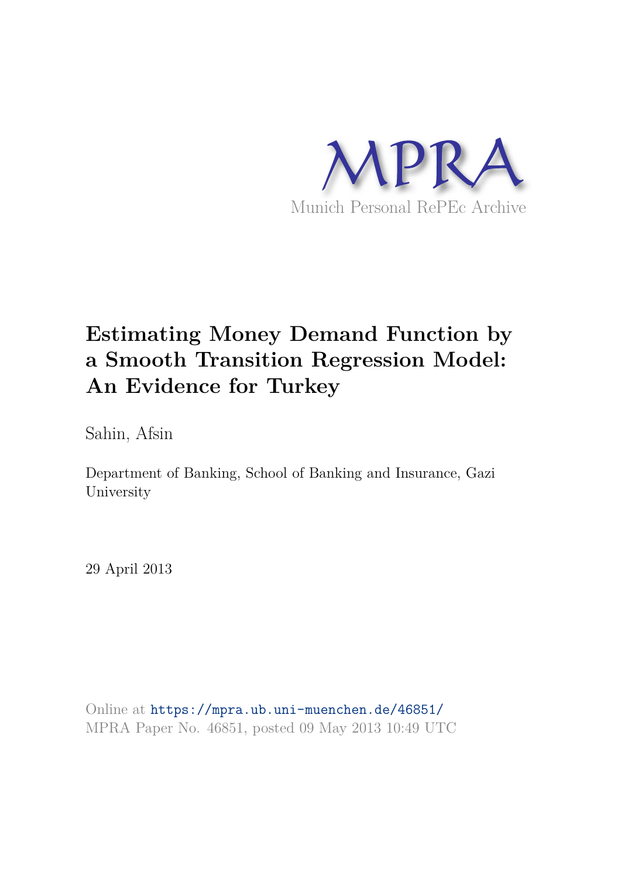# Estimating Money Demand Function by a Smooth Transition Regression Model: An Evidence for Turkey

Sahin, Afsin

Department of Banking, School of Banking and Insurance, Gazi University

29 April 2013

Online at https://mpra.ub.uni-muenchen.de/46851/
MPRA Paper No. 46851, posted 09 May 2013 10:49 UTC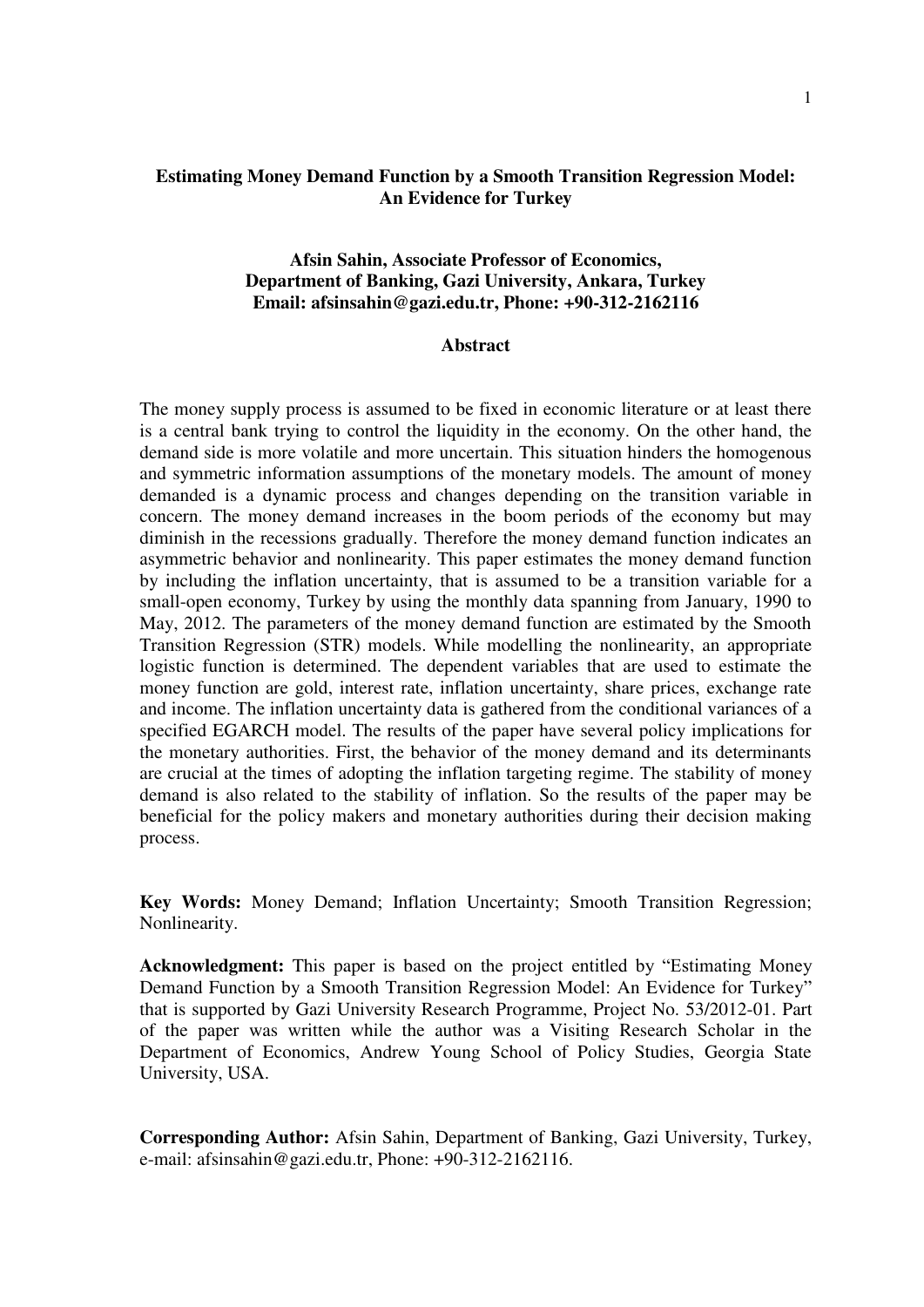**Estimating Money Demand Function by a Smooth Transition Regression Model: An Evidence for Turkey**

**Afsin Sahin, Associate Professor of Economics,**
**Department of Banking, Gazi University, Ankara, Turkey**
**Email: afsinsahin@gazi.edu.tr, Phone: +90-312-2162116**

## Abstract

The money supply process is assumed to be fixed in economic literature or at least there is a central bank trying to control the liquidity in the economy. On the other hand, the demand side is more volatile and more uncertain. This situation hinders the homogenous and symmetric information assumptions of the monetary models. The amount of money demanded is a dynamic process and changes depending on the transition variable in concern. The money demand increases in the boom periods of the economy but may diminish in the recessions gradually. Therefore the money demand function indicates an asymmetric behavior and nonlinearity. This paper estimates the money demand function by including the inflation uncertainty, that is assumed to be a transition variable for a small-open economy, Turkey by using the monthly data spanning from January, 1990 to May, 2012. The parameters of the money demand function are estimated by the Smooth Transition Regression (STR) models. While modelling the nonlinearity, an appropriate logistic function is determined. The dependent variables that are used to estimate the money function are gold, interest rate, inflation uncertainty, share prices, exchange rate and income. The inflation uncertainty data is gathered from the conditional variances of a specified EGARCH model. The results of the paper have several policy implications for the monetary authorities. First, the behavior of the money demand and its determinants are crucial at the times of adopting the inflation targeting regime. The stability of money demand is also related to the stability of inflation. So the results of the paper may be beneficial for the policy makers and monetary authorities during their decision making process.

**Key Words:** Money Demand; Inflation Uncertainty; Smooth Transition Regression; Nonlinearity.

**Acknowledgment:** This paper is based on the project entitled by "Estimating Money Demand Function by a Smooth Transition Regression Model: An Evidence for Turkey" that is supported by Gazi University Research Programme, Project No. 53/2012-01. Part of the paper was written while the author was a Visiting Research Scholar in the Department of Economics, Andrew Young School of Policy Studies, Georgia State University, USA.

**Corresponding Author:** Afsin Sahin, Department of Banking, Gazi University, Turkey, e-mail: afsinsahin@gazi.edu.tr, Phone: +90-312-2162116.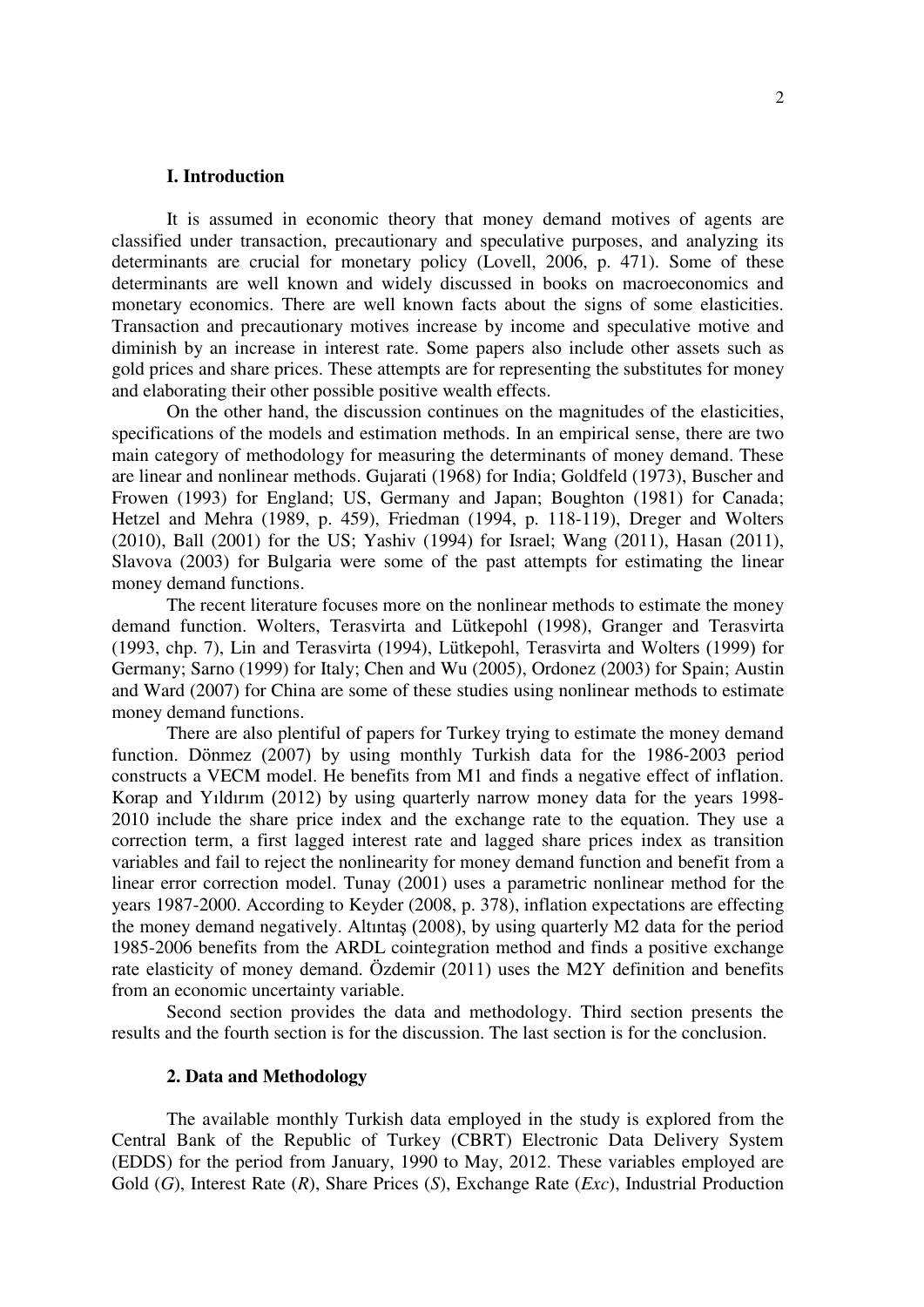## I. Introduction

It is assumed in economic theory that money demand motives of agents are classified under transaction, precautionary and speculative purposes, and analyzing its determinants are crucial for monetary policy (Lovell, 2006, p. 471). Some of these determinants are well known and widely discussed in books on macroeconomics and monetary economics. There are well known facts about the signs of some elasticities. Transaction and precautionary motives increase by income and speculative motive and diminish by an increase in interest rate. Some papers also include other assets such as gold prices and share prices. These attempts are for representing the substitutes for money and elaborating their other possible positive wealth effects.

On the other hand, the discussion continues on the magnitudes of the elasticities, specifications of the models and estimation methods. In an empirical sense, there are two main category of methodology for measuring the determinants of money demand. These are linear and nonlinear methods. Gujarati (1968) for India; Goldfeld (1973), Buscher and Frowen (1993) for England; US, Germany and Japan; Boughton (1981) for Canada; Hetzel and Mehra (1989, p. 459), Friedman (1994, p. 118-119), Dreger and Wolters (2010), Ball (2001) for the US; Yashiv (1994) for Israel; Wang (2011), Hasan (2011), Slavova (2003) for Bulgaria were some of the past attempts for estimating the linear money demand functions.

The recent literature focuses more on the nonlinear methods to estimate the money demand function. Wolters, Terasvirta and Lütkepohl (1998), Granger and Terasvirta (1993, chp. 7), Lin and Terasvirta (1994), Lütkepohl, Terasvirta and Wolters (1999) for Germany; Sarno (1999) for Italy; Chen and Wu (2005), Ordonez (2003) for Spain; Austin and Ward (2007) for China are some of these studies using nonlinear methods to estimate money demand functions.

There are also plentiful of papers for Turkey trying to estimate the money demand function. Dönmez (2007) by using monthly Turkish data for the 1986-2003 period constructs a VECM model. He benefits from M1 and finds a negative effect of inflation. Korap and Yıldırım (2012) by using quarterly narrow money data for the years 1998-2010 include the share price index and the exchange rate to the equation. They use a correction term, a first lagged interest rate and lagged share prices index as transition variables and fail to reject the nonlinearity for money demand function and benefit from a linear error correction model. Tunay (2001) uses a parametric nonlinear method for the years 1987-2000. According to Keyder (2008, p. 378), inflation expectations are effecting the money demand negatively. Altıntaş (2008), by using quarterly M2 data for the period 1985-2006 benefits from the ARDL cointegration method and finds a positive exchange rate elasticity of money demand. Özdemir (2011) uses the M2Y definition and benefits from an economic uncertainty variable.

Second section provides the data and methodology. Third section presents the results and the fourth section is for the discussion. The last section is for the conclusion.

## 2. Data and Methodology

The available monthly Turkish data employed in the study is explored from the Central Bank of the Republic of Turkey (CBRT) Electronic Data Delivery System (EDDS) for the period from January, 1990 to May, 2012. These variables employed are Gold (*G*), Interest Rate (*R*), Share Prices (*S*), Exchange Rate (*Exc*), Industrial Production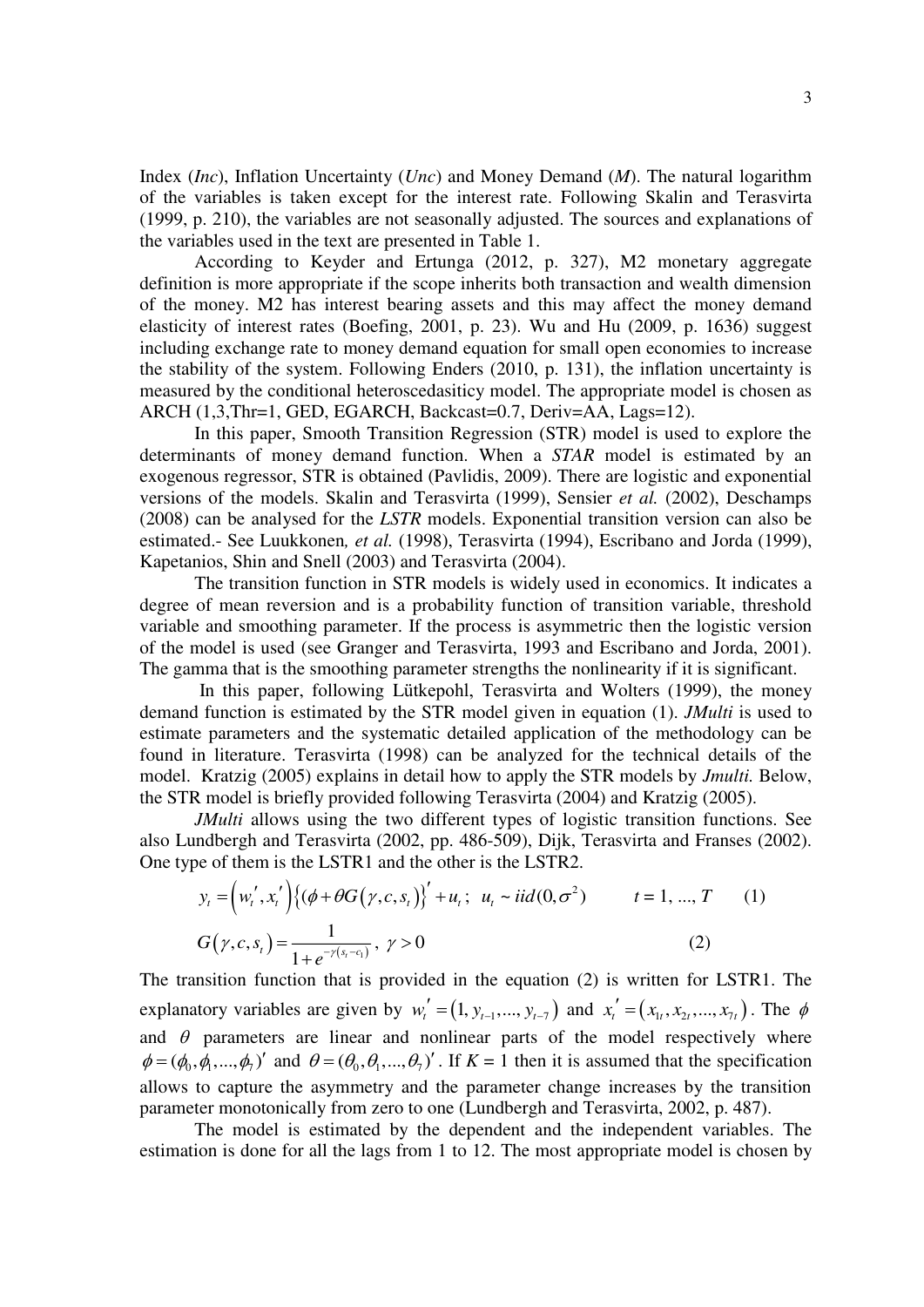Index (*Inc*), Inflation Uncertainty (*Unc*) and Money Demand (*M*). The natural logarithm of the variables is taken except for the interest rate. Following Skalin and Terasvirta (1999, p. 210), the variables are not seasonally adjusted. The sources and explanations of the variables used in the text are presented in Table 1.

According to Keyder and Ertunga (2012, p. 327), M2 monetary aggregate definition is more appropriate if the scope inherits both transaction and wealth dimension of the money. M2 has interest bearing assets and this may affect the money demand elasticity of interest rates (Boefing, 2001, p. 23). Wu and Hu (2009, p. 1636) suggest including exchange rate to money demand equation for small open economies to increase the stability of the system. Following Enders (2010, p. 131), the inflation uncertainty is measured by the conditional heteroscedasiticy model. The appropriate model is chosen as ARCH (1,3,Thr=1, GED, EGARCH, Backcast=0.7, Deriv=AA, Lags=12).

In this paper, Smooth Transition Regression (STR) model is used to explore the determinants of money demand function. When a *STAR* model is estimated by an exogenous regressor, STR is obtained (Pavlidis, 2009). There are logistic and exponential versions of the models. Skalin and Terasvirta (1999), Sensier *et al.* (2002), Deschamps (2008) can be analysed for the *LSTR* models. Exponential transition version can also be estimated.- See Luukkonen*, et al.* (1998), Terasvirta (1994), Escribano and Jorda (1999), Kapetanios, Shin and Snell (2003) and Terasvirta (2004).

The transition function in STR models is widely used in economics. It indicates a degree of mean reversion and is a probability function of transition variable, threshold variable and smoothing parameter. If the process is asymmetric then the logistic version of the model is used (see Granger and Terasvirta, 1993 and Escribano and Jorda, 2001). The gamma that is the smoothing parameter strengths the nonlinearity if it is significant.

In this paper, following Lütkepohl, Terasvirta and Wolters (1999), the money demand function is estimated by the STR model given in equation (1). *JMulti* is used to estimate parameters and the systematic detailed application of the methodology can be found in literature. Terasvirta (1998) can be analyzed for the technical details of the model. Kratzig (2005) explains in detail how to apply the STR models by *Jmulti.* Below, the STR model is briefly provided following Terasvirta (2004) and Kratzig (2005).

*JMulti* allows using the two different types of logistic transition functions. See also Lundbergh and Terasvirta (2002, pp. 486-509), Dijk, Terasvirta and Franses (2002). One type of them is the LSTR1 and the other is the LSTR2.

$$y_t = \left(w_t', x_t'\right)\left\{(\phi + \theta G\left(\gamma, c, s_t\right)\right\}' + u_t\,; \quad u_t \sim iid(0, \sigma^2) \qquad t = 1, ..., T \qquad (1)$$

$$G\left(\gamma, c, s_t\right) = \frac{1}{1 + e^{-\gamma\left(s_t - c_1\right)}}\,, \;\; \gamma > 0 \qquad (2)$$

The transition function that is provided in the equation (2) is written for LSTR1. The explanatory variables are given by $w_t' = \left(1, y_{t-1}, ..., y_{t-7}\right)$ and $x_t' = \left(x_{1t}, x_{2t}, ..., x_{7t}\right)$. The $\phi$ and $\theta$ parameters are linear and nonlinear parts of the model respectively where $\phi = (\phi_0, \phi_1, ..., \phi_7)'$ and $\theta = (\theta_0, \theta_1, ..., \theta_7)'$. If $K = 1$ then it is assumed that the specification allows to capture the asymmetry and the parameter change increases by the transition parameter monotonically from zero to one (Lundbergh and Terasvirta, 2002, p. 487).

The model is estimated by the dependent and the independent variables. The estimation is done for all the lags from 1 to 12. The most appropriate model is chosen by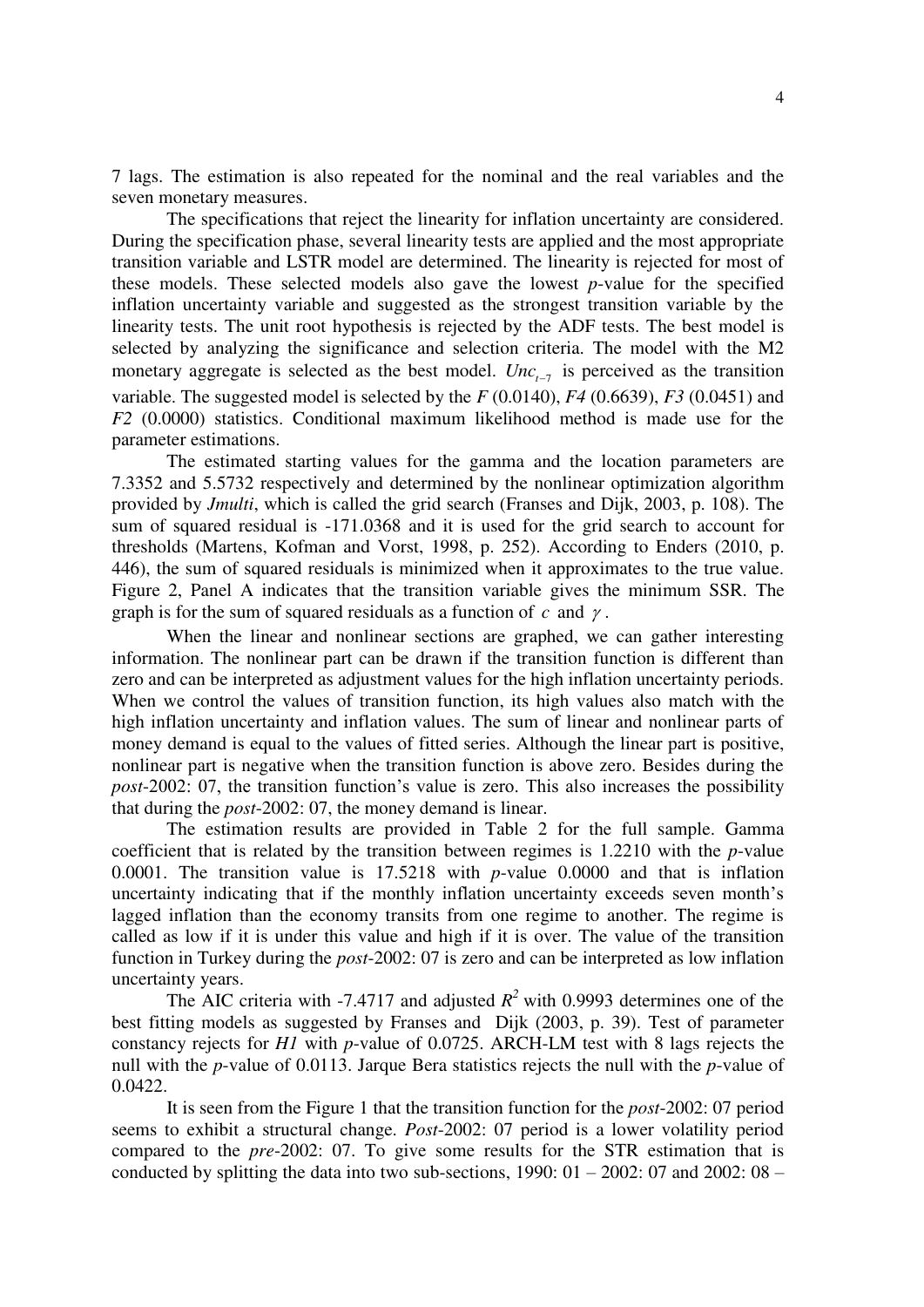7 lags. The estimation is also repeated for the nominal and the real variables and the seven monetary measures.

The specifications that reject the linearity for inflation uncertainty are considered. During the specification phase, several linearity tests are applied and the most appropriate transition variable and LSTR model are determined. The linearity is rejected for most of these models. These selected models also gave the lowest *p*-value for the specified inflation uncertainty variable and suggested as the strongest transition variable by the linearity tests. The unit root hypothesis is rejected by the ADF tests. The best model is selected by analyzing the significance and selection criteria. The model with the M2 monetary aggregate is selected as the best model. $Unc_{t-7}$ is perceived as the transition variable. The suggested model is selected by the *F* (0.0140), *F4* (0.6639), *F3* (0.0451) and *F2* (0.0000) statistics. Conditional maximum likelihood method is made use for the parameter estimations.

The estimated starting values for the gamma and the location parameters are 7.3352 and 5.5732 respectively and determined by the nonlinear optimization algorithm provided by *Jmulti*, which is called the grid search (Franses and Dijk, 2003, p. 108). The sum of squared residual is -171.0368 and it is used for the grid search to account for thresholds (Martens, Kofman and Vorst, 1998, p. 252). According to Enders (2010, p. 446), the sum of squared residuals is minimized when it approximates to the true value. Figure 2, Panel A indicates that the transition variable gives the minimum SSR. The graph is for the sum of squared residuals as a function of $c$ and $\gamma$.

When the linear and nonlinear sections are graphed, we can gather interesting information. The nonlinear part can be drawn if the transition function is different than zero and can be interpreted as adjustment values for the high inflation uncertainty periods. When we control the values of transition function, its high values also match with the high inflation uncertainty and inflation values. The sum of linear and nonlinear parts of money demand is equal to the values of fitted series. Although the linear part is positive, nonlinear part is negative when the transition function is above zero. Besides during the *post*-2002: 07, the transition function's value is zero. This also increases the possibility that during the *post*-2002: 07, the money demand is linear.

The estimation results are provided in Table 2 for the full sample. Gamma coefficient that is related by the transition between regimes is 1.2210 with the *p*-value 0.0001. The transition value is 17.5218 with *p*-value 0.0000 and that is inflation uncertainty indicating that if the monthly inflation uncertainty exceeds seven month's lagged inflation than the economy transits from one regime to another. The regime is called as low if it is under this value and high if it is over. The value of the transition function in Turkey during the *post*-2002: 07 is zero and can be interpreted as low inflation uncertainty years.

The AIC criteria with -7.4717 and adjusted $R^2$ with 0.9993 determines one of the best fitting models as suggested by Franses and Dijk (2003, p. 39). Test of parameter constancy rejects for *H1* with *p*-value of 0.0725. ARCH-LM test with 8 lags rejects the null with the *p*-value of 0.0113. Jarque Bera statistics rejects the null with the *p*-value of 0.0422.

It is seen from the Figure 1 that the transition function for the *post*-2002: 07 period seems to exhibit a structural change. *Post*-2002: 07 period is a lower volatility period compared to the *pre*-2002: 07. To give some results for the STR estimation that is conducted by splitting the data into two sub-sections, 1990: 01 – 2002: 07 and 2002: 08 –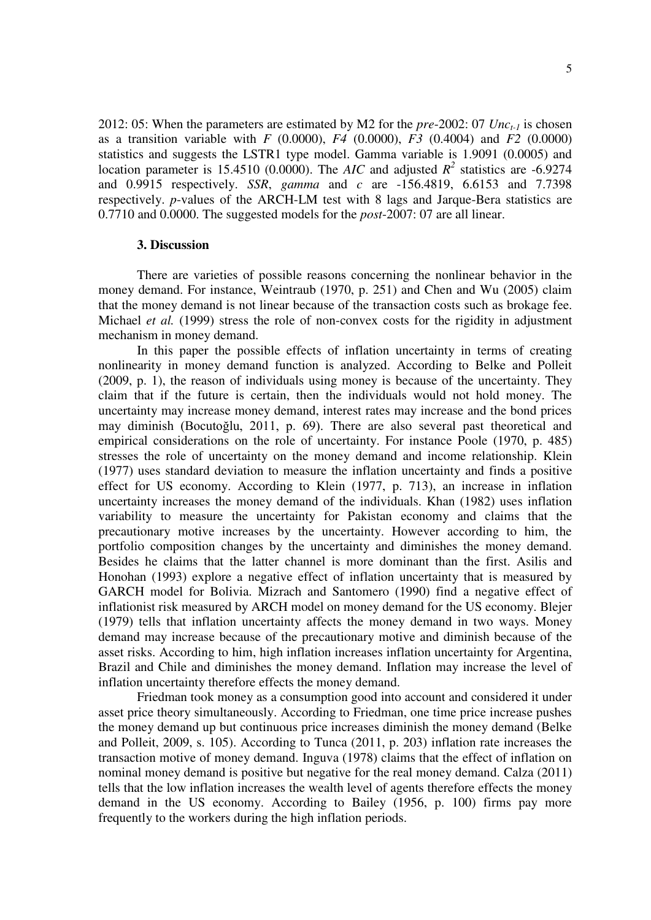2012: 05: When the parameters are estimated by M2 for the *pre*-2002: 07 $Unc_{t-1}$ is chosen as a transition variable with *F* (0.0000), *F4* (0.0000), *F3* (0.4004) and *F2* (0.0000) statistics and suggests the LSTR1 type model. Gamma variable is 1.9091 (0.0005) and location parameter is 15.4510 (0.0000). The *AIC* and adjusted $R^2$ statistics are -6.9274 and 0.9915 respectively. *SSR*, *gamma* and *c* are -156.4819, 6.6153 and 7.7398 respectively. *p*-values of the ARCH-LM test with 8 lags and Jarque-Bera statistics are 0.7710 and 0.0000. The suggested models for the *post*-2007: 07 are all linear.

### 3. Discussion

There are varieties of possible reasons concerning the nonlinear behavior in the money demand. For instance, Weintraub (1970, p. 251) and Chen and Wu (2005) claim that the money demand is not linear because of the transaction costs such as brokage fee. Michael *et al.* (1999) stress the role of non-convex costs for the rigidity in adjustment mechanism in money demand.

In this paper the possible effects of inflation uncertainty in terms of creating nonlinearity in money demand function is analyzed. According to Belke and Polleit (2009, p. 1), the reason of individuals using money is because of the uncertainty. They claim that if the future is certain, then the individuals would not hold money. The uncertainty may increase money demand, interest rates may increase and the bond prices may diminish (Bocutoğlu, 2011, p. 69). There are also several past theoretical and empirical considerations on the role of uncertainty. For instance Poole (1970, p. 485) stresses the role of uncertainty on the money demand and income relationship. Klein (1977) uses standard deviation to measure the inflation uncertainty and finds a positive effect for US economy. According to Klein (1977, p. 713), an increase in inflation uncertainty increases the money demand of the individuals. Khan (1982) uses inflation variability to measure the uncertainty for Pakistan economy and claims that the precautionary motive increases by the uncertainty. However according to him, the portfolio composition changes by the uncertainty and diminishes the money demand. Besides he claims that the latter channel is more dominant than the first. Asilis and Honohan (1993) explore a negative effect of inflation uncertainty that is measured by GARCH model for Bolivia. Mizrach and Santomero (1990) find a negative effect of inflationist risk measured by ARCH model on money demand for the US economy. Blejer (1979) tells that inflation uncertainty affects the money demand in two ways. Money demand may increase because of the precautionary motive and diminish because of the asset risks. According to him, high inflation increases inflation uncertainty for Argentina, Brazil and Chile and diminishes the money demand. Inflation may increase the level of inflation uncertainty therefore effects the money demand.

Friedman took money as a consumption good into account and considered it under asset price theory simultaneously. According to Friedman, one time price increase pushes the money demand up but continuous price increases diminish the money demand (Belke and Polleit, 2009, s. 105). According to Tunca (2011, p. 203) inflation rate increases the transaction motive of money demand. Inguva (1978) claims that the effect of inflation on nominal money demand is positive but negative for the real money demand. Calza (2011) tells that the low inflation increases the wealth level of agents therefore effects the money demand in the US economy. According to Bailey (1956, p. 100) firms pay more frequently to the workers during the high inflation periods.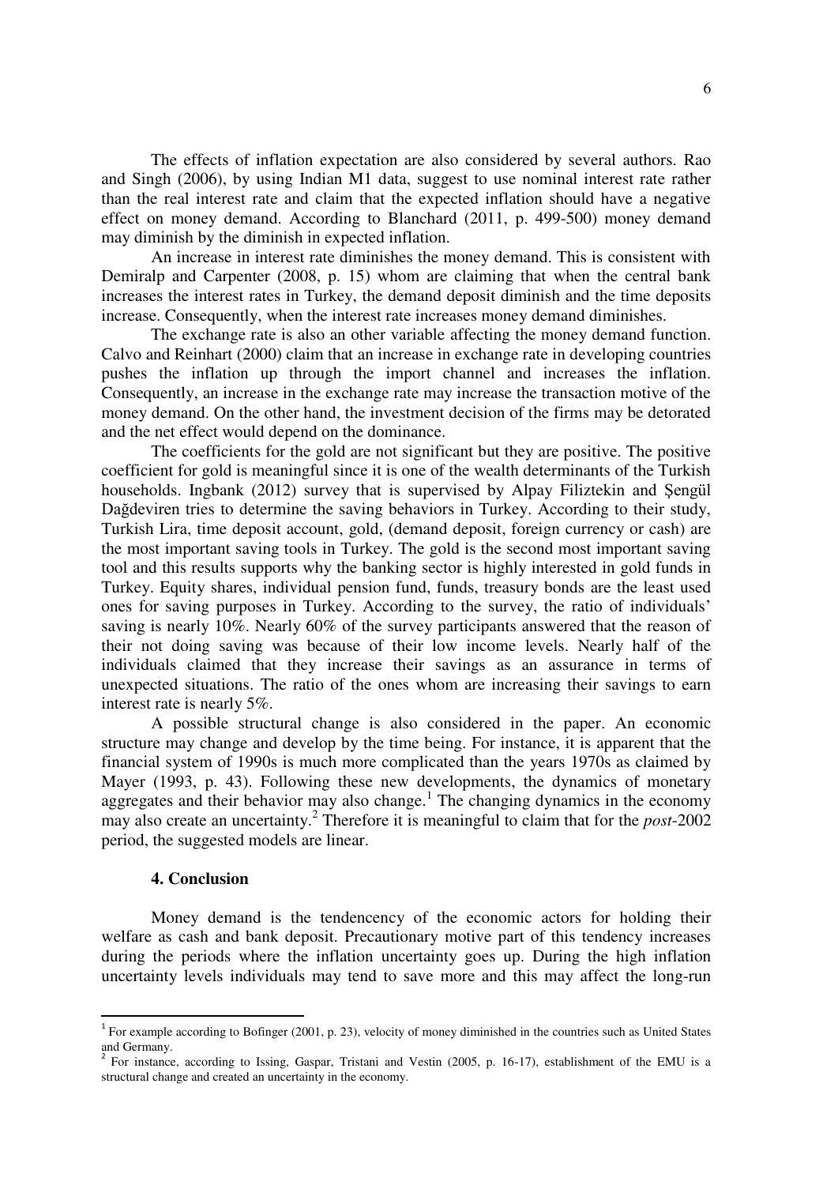The effects of inflation expectation are also considered by several authors. Rao and Singh (2006), by using Indian M1 data, suggest to use nominal interest rate rather than the real interest rate and claim that the expected inflation should have a negative effect on money demand. According to Blanchard (2011, p. 499-500) money demand may diminish by the diminish in expected inflation.

An increase in interest rate diminishes the money demand. This is consistent with Demiralp and Carpenter (2008, p. 15) whom are claiming that when the central bank increases the interest rates in Turkey, the demand deposit diminish and the time deposits increase. Consequently, when the interest rate increases money demand diminishes.

The exchange rate is also an other variable affecting the money demand function. Calvo and Reinhart (2000) claim that an increase in exchange rate in developing countries pushes the inflation up through the import channel and increases the inflation. Consequently, an increase in the exchange rate may increase the transaction motive of the money demand. On the other hand, the investment decision of the firms may be detorated and the net effect would depend on the dominance.

The coefficients for the gold are not significant but they are positive. The positive coefficient for gold is meaningful since it is one of the wealth determinants of the Turkish households. Ingbank (2012) survey that is supervised by Alpay Filiztekin and Şengül Dağdeviren tries to determine the saving behaviors in Turkey. According to their study, Turkish Lira, time deposit account, gold, (demand deposit, foreign currency or cash) are the most important saving tools in Turkey. The gold is the second most important saving tool and this results supports why the banking sector is highly interested in gold funds in Turkey. Equity shares, individual pension fund, funds, treasury bonds are the least used ones for saving purposes in Turkey. According to the survey, the ratio of individuals' saving is nearly 10%. Nearly 60% of the survey participants answered that the reason of their not doing saving was because of their low income levels. Nearly half of the individuals claimed that they increase their savings as an assurance in terms of unexpected situations. The ratio of the ones whom are increasing their savings to earn interest rate is nearly 5%.

A possible structural change is also considered in the paper. An economic structure may change and develop by the time being. For instance, it is apparent that the financial system of 1990s is much more complicated than the years 1970s as claimed by Mayer (1993, p. 43). Following these new developments, the dynamics of monetary aggregates and their behavior may also change.[1] The changing dynamics in the economy may also create an uncertainty.[2] Therefore it is meaningful to claim that for the *post*-2002 period, the suggested models are linear.

## 4. Conclusion

Money demand is the tendencency of the economic actors for holding their welfare as cash and bank deposit. Precautionary motive part of this tendency increases during the periods where the inflation uncertainty goes up. During the high inflation uncertainty levels individuals may tend to save more and this may affect the long-run

[1] For example according to Bofinger (2001, p. 23), velocity of money diminished in the countries such as United States and Germany.

[2] For instance, according to Issing, Gaspar, Tristani and Vestin (2005, p. 16-17), establishment of the EMU is a structural change and created an uncertainty in the economy.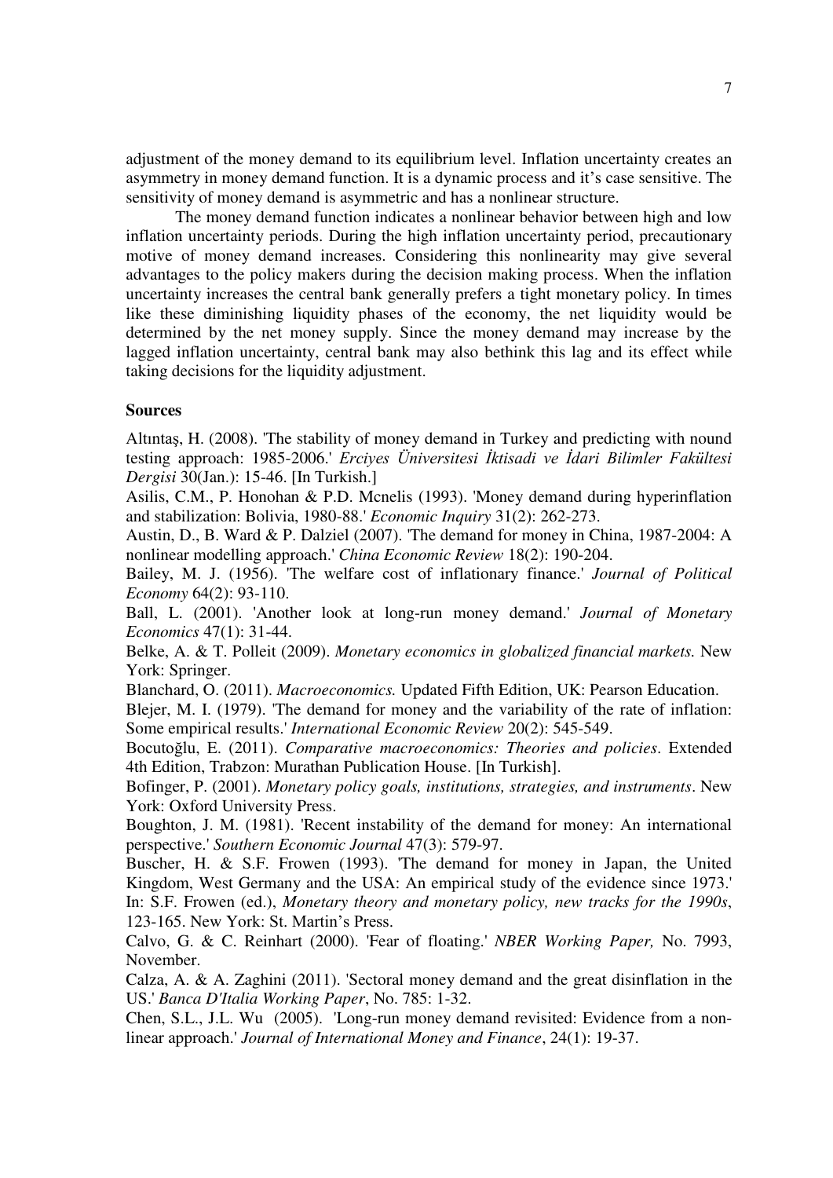adjustment of the money demand to its equilibrium level. Inflation uncertainty creates an asymmetry in money demand function. It is a dynamic process and it's case sensitive. The sensitivity of money demand is asymmetric and has a nonlinear structure.

The money demand function indicates a nonlinear behavior between high and low inflation uncertainty periods. During the high inflation uncertainty period, precautionary motive of money demand increases. Considering this nonlinearity may give several advantages to the policy makers during the decision making process. When the inflation uncertainty increases the central bank generally prefers a tight monetary policy. In times like these diminishing liquidity phases of the economy, the net liquidity would be determined by the net money supply. Since the money demand may increase by the lagged inflation uncertainty, central bank may also bethink this lag and its effect while taking decisions for the liquidity adjustment.

**Sources**

Altıntaş, H. (2008). 'The stability of money demand in Turkey and predicting with nound testing approach: 1985-2006.' *Erciyes Üniversitesi İktisadi ve İdari Bilimler Fakültesi Dergisi* 30(Jan.): 15-46. [In Turkish.]

Asilis, C.M., P. Honohan & P.D. Mcnelis (1993). 'Money demand during hyperinflation and stabilization: Bolivia, 1980-88.' *Economic Inquiry* 31(2): 262-273.

Austin, D., B. Ward & P. Dalziel (2007). 'The demand for money in China, 1987-2004: A nonlinear modelling approach.' *China Economic Review* 18(2): 190-204.

Bailey, M. J. (1956). 'The welfare cost of inflationary finance.' *Journal of Political Economy* 64(2): 93-110.

Ball, L. (2001). 'Another look at long-run money demand.' *Journal of Monetary Economics* 47(1): 31-44.

Belke, A. & T. Polleit (2009). *Monetary economics in globalized financial markets.* New York: Springer.

Blanchard, O. (2011). *Macroeconomics.* Updated Fifth Edition, UK: Pearson Education.

Blejer, M. I. (1979). 'The demand for money and the variability of the rate of inflation: Some empirical results.' *International Economic Review* 20(2): 545-549.

Bocutoğlu, E. (2011). *Comparative macroeconomics: Theories and policies*. Extended 4th Edition, Trabzon: Murathan Publication House. [In Turkish].

Bofinger, P. (2001). *Monetary policy goals, institutions, strategies, and instruments*. New York: Oxford University Press.

Boughton, J. M. (1981). 'Recent instability of the demand for money: An international perspective.' *Southern Economic Journal* 47(3): 579-97.

Buscher, H. & S.F. Frowen (1993). 'The demand for money in Japan, the United Kingdom, West Germany and the USA: An empirical study of the evidence since 1973.' In: S.F. Frowen (ed.), *Monetary theory and monetary policy, new tracks for the 1990s*, 123-165. New York: St. Martin's Press.

Calvo, G. & C. Reinhart (2000). 'Fear of floating.' *NBER Working Paper,* No. 7993, November.

Calza, A. & A. Zaghini (2011). 'Sectoral money demand and the great disinflation in the US.' *Banca D'Italia Working Paper*, No. 785: 1-32.

Chen, S.L., J.L. Wu (2005). 'Long-run money demand revisited: Evidence from a non-linear approach.' *Journal of International Money and Finance*, 24(1): 19-37.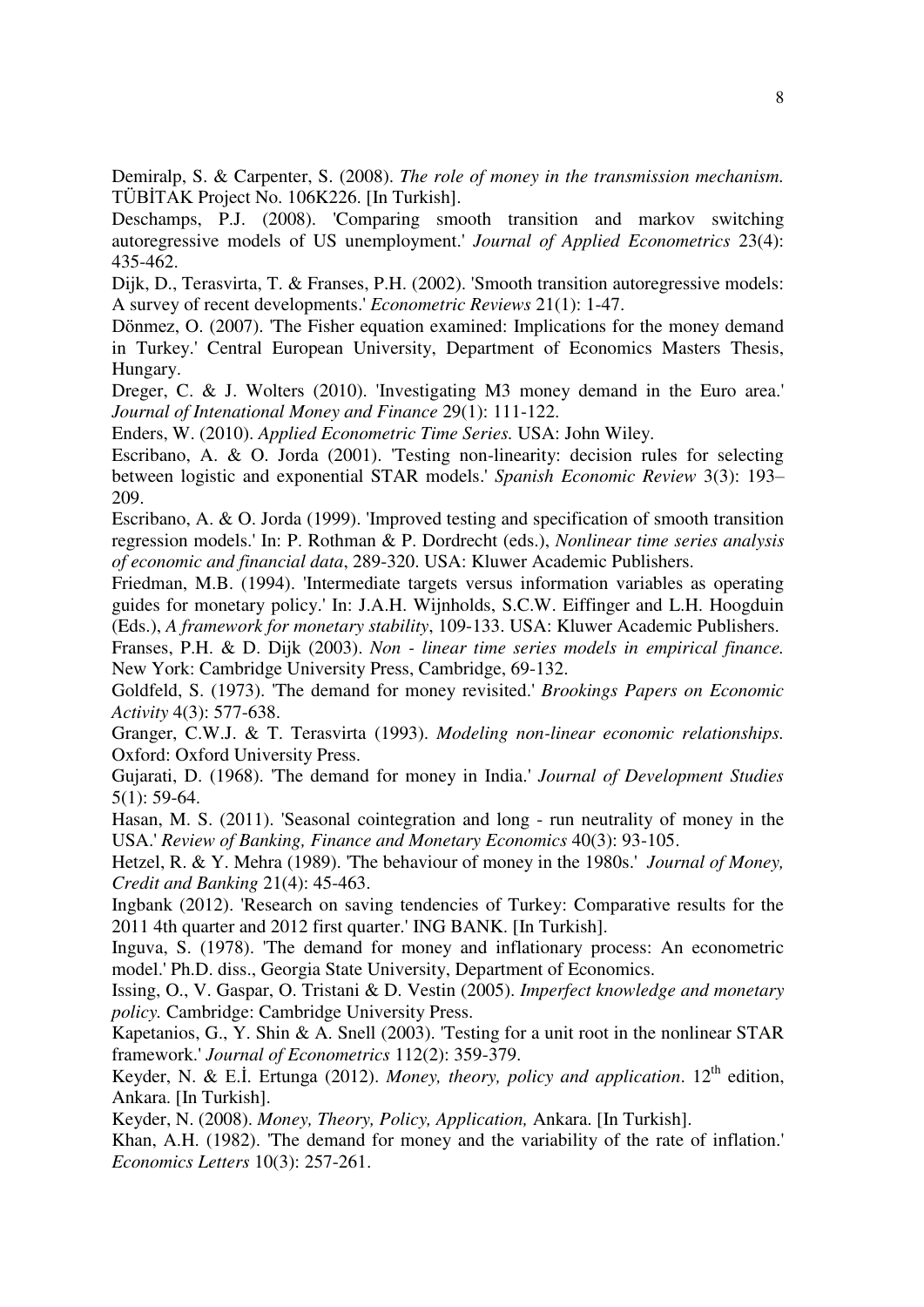Demiralp, S. & Carpenter, S. (2008). *The role of money in the transmission mechanism.* TÜBİTAK Project No. 106K226. [In Turkish].

Deschamps, P.J. (2008). 'Comparing smooth transition and markov switching autoregressive models of US unemployment.' *Journal of Applied Econometrics* 23(4): 435-462.

Dijk, D., Terasvirta, T. & Franses, P.H. (2002). 'Smooth transition autoregressive models: A survey of recent developments.' *Econometric Reviews* 21(1): 1-47.

Dönmez, O. (2007). 'The Fisher equation examined: Implications for the money demand in Turkey.' Central European University, Department of Economics Masters Thesis, Hungary.

Dreger, C. & J. Wolters (2010). 'Investigating M3 money demand in the Euro area.' *Journal of Intenational Money and Finance* 29(1): 111-122.

Enders, W. (2010). *Applied Econometric Time Series.* USA: John Wiley.

Escribano, A. & O. Jorda (2001). 'Testing non-linearity: decision rules for selecting between logistic and exponential STAR models.' *Spanish Economic Review* 3(3): 193–209.

Escribano, A. & O. Jorda (1999). 'Improved testing and specification of smooth transition regression models.' In: P. Rothman & P. Dordrecht (eds.), *Nonlinear time series analysis of economic and financial data*, 289-320. USA: Kluwer Academic Publishers.

Friedman, M.B. (1994). 'Intermediate targets versus information variables as operating guides for monetary policy.' In: J.A.H. Wijnholds, S.C.W. Eiffinger and L.H. Hoogduin (Eds.), *A framework for monetary stability*, 109-133. USA: Kluwer Academic Publishers.

Franses, P.H. & D. Dijk (2003). *Non - linear time series models in empirical finance.* New York: Cambridge University Press, Cambridge, 69-132.

Goldfeld, S. (1973). 'The demand for money revisited.' *Brookings Papers on Economic Activity* 4(3): 577-638.

Granger, C.W.J. & T. Terasvirta (1993). *Modeling non-linear economic relationships.* Oxford: Oxford University Press.

Gujarati, D. (1968). 'The demand for money in India.' *Journal of Development Studies* 5(1): 59-64.

Hasan, M. S. (2011). 'Seasonal cointegration and long - run neutrality of money in the USA.' *Review of Banking, Finance and Monetary Economics* 40(3): 93-105.

Hetzel, R. & Y. Mehra (1989). 'The behaviour of money in the 1980s.' *Journal of Money, Credit and Banking* 21(4): 45-463.

Ingbank (2012). 'Research on saving tendencies of Turkey: Comparative results for the 2011 4th quarter and 2012 first quarter.' ING BANK. [In Turkish].

Inguva, S. (1978). 'The demand for money and inflationary process: An econometric model.' Ph.D. diss., Georgia State University, Department of Economics.

Issing, O., V. Gaspar, O. Tristani & D. Vestin (2005). *Imperfect knowledge and monetary policy.* Cambridge: Cambridge University Press.

Kapetanios, G., Y. Shin & A. Snell (2003). 'Testing for a unit root in the nonlinear STAR framework.' *Journal of Econometrics* 112(2): 359-379.

Keyder, N. & E.İ. Ertunga (2012). *Money, theory, policy and application*. 12th edition, Ankara. [In Turkish].

Keyder, N. (2008). *Money, Theory, Policy, Application,* Ankara. [In Turkish].

Khan, A.H. (1982). 'The demand for money and the variability of the rate of inflation.' *Economics Letters* 10(3): 257-261.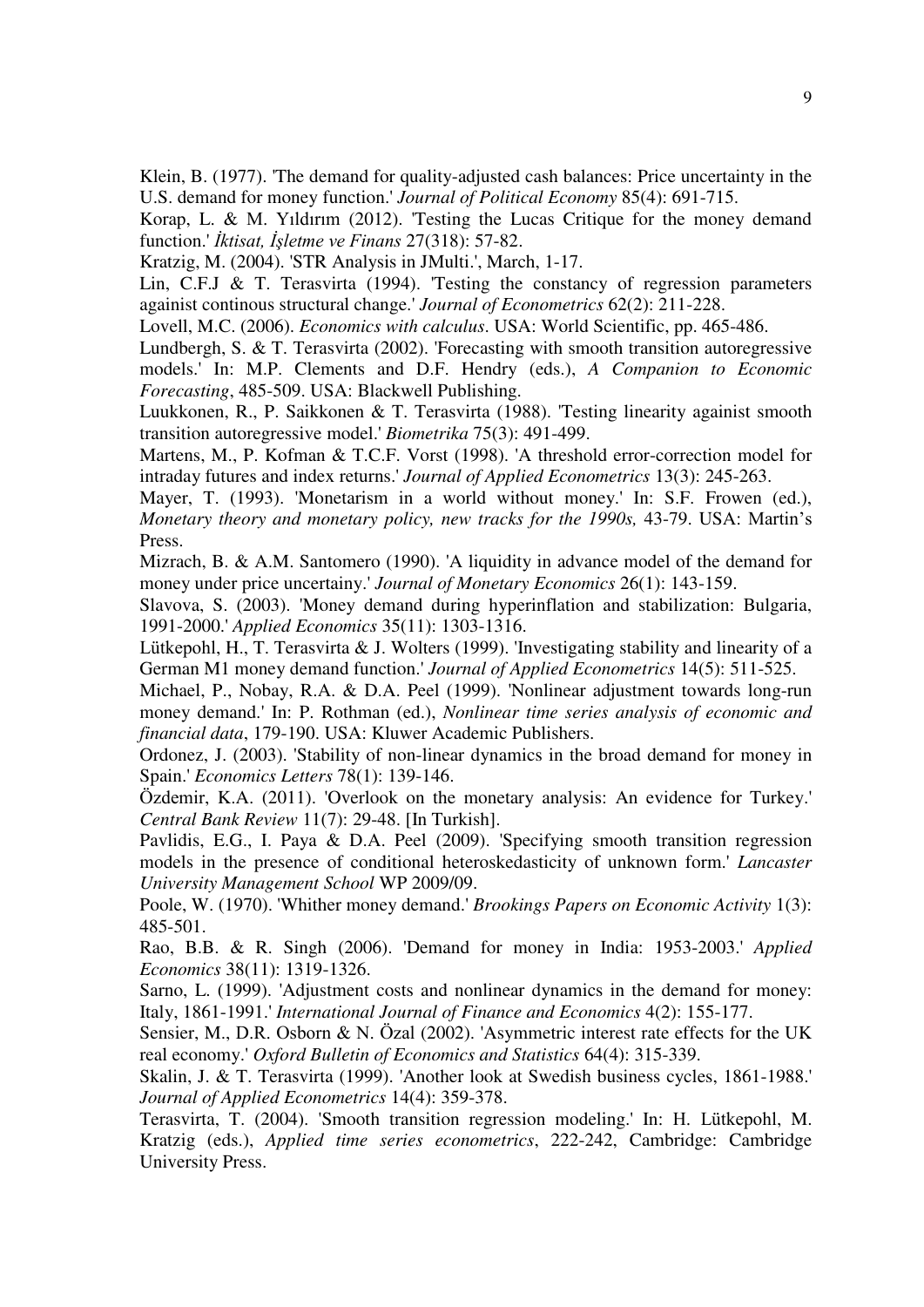Klein, B. (1977). 'The demand for quality-adjusted cash balances: Price uncertainty in the U.S. demand for money function.' *Journal of Political Economy* 85(4): 691-715.

Korap, L. & M. Yıldırım (2012). 'Testing the Lucas Critique for the money demand function.' *İktisat, İşletme ve Finans* 27(318): 57-82.

Kratzig, M. (2004). 'STR Analysis in JMulti.', March, 1-17.

Lin, C.F.J & T. Terasvirta (1994). 'Testing the constancy of regression parameters againist continous structural change.' *Journal of Econometrics* 62(2): 211-228.

Lovell, M.C. (2006). *Economics with calculus*. USA: World Scientific, pp. 465-486.

Lundbergh, S. & T. Terasvirta (2002). 'Forecasting with smooth transition autoregressive models.' In: M.P. Clements and D.F. Hendry (eds.), *A Companion to Economic Forecasting*, 485-509. USA: Blackwell Publishing.

Luukkonen, R., P. Saikkonen & T. Terasvirta (1988). 'Testing linearity againist smooth transition autoregressive model.' *Biometrika* 75(3): 491-499.

Martens, M., P. Kofman & T.C.F. Vorst (1998). 'A threshold error-correction model for intraday futures and index returns.' *Journal of Applied Econometrics* 13(3): 245-263.

Mayer, T. (1993). 'Monetarism in a world without money.' In: S.F. Frowen (ed.), *Monetary theory and monetary policy, new tracks for the 1990s,* 43-79. USA: Martin's Press.

Mizrach, B. & A.M. Santomero (1990). 'A liquidity in advance model of the demand for money under price uncertainy.' *Journal of Monetary Economics* 26(1): 143-159.

Slavova, S. (2003). 'Money demand during hyperinflation and stabilization: Bulgaria, 1991-2000.' *Applied Economics* 35(11): 1303-1316.

Lütkepohl, H., T. Terasvirta & J. Wolters (1999). 'Investigating stability and linearity of a German M1 money demand function.' *Journal of Applied Econometrics* 14(5): 511-525.

Michael, P., Nobay, R.A. & D.A. Peel (1999). 'Nonlinear adjustment towards long-run money demand.' In: P. Rothman (ed.), *Nonlinear time series analysis of economic and financial data*, 179-190. USA: Kluwer Academic Publishers.

Ordonez, J. (2003). 'Stability of non-linear dynamics in the broad demand for money in Spain.' *Economics Letters* 78(1): 139-146.

Özdemir, K.A. (2011). 'Overlook on the monetary analysis: An evidence for Turkey.' *Central Bank Review* 11(7): 29-48. [In Turkish].

Pavlidis, E.G., I. Paya & D.A. Peel (2009). 'Specifying smooth transition regression models in the presence of conditional heteroskedasticity of unknown form.' *Lancaster University Management School* WP 2009/09.

Poole, W. (1970). 'Whither money demand.' *Brookings Papers on Economic Activity* 1(3): 485-501.

Rao, B.B. & R. Singh (2006). 'Demand for money in India: 1953-2003.' *Applied Economics* 38(11): 1319-1326.

Sarno, L. (1999). 'Adjustment costs and nonlinear dynamics in the demand for money: Italy, 1861-1991.' *International Journal of Finance and Economics* 4(2): 155-177.

Sensier, M., D.R. Osborn & N. Özal (2002). 'Asymmetric interest rate effects for the UK real economy.' *Oxford Bulletin of Economics and Statistics* 64(4): 315-339.

Skalin, J. & T. Terasvirta (1999). 'Another look at Swedish business cycles, 1861-1988.' *Journal of Applied Econometrics* 14(4): 359-378.

Terasvirta, T. (2004). 'Smooth transition regression modeling.' In: H. Lütkepohl, M. Kratzig (eds.), *Applied time series econometrics*, 222-242, Cambridge: Cambridge University Press.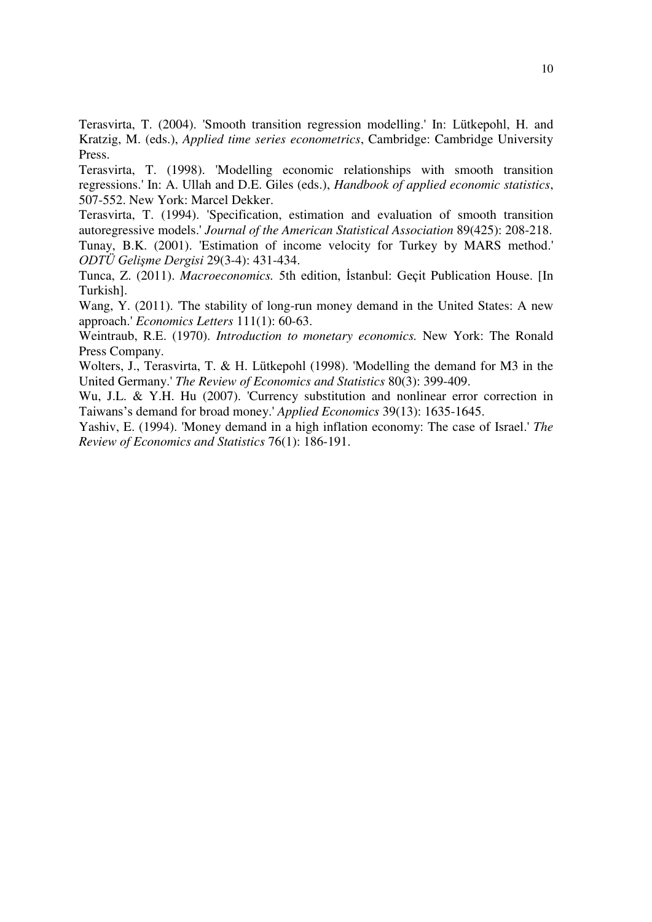Terasvirta, T. (2004). 'Smooth transition regression modelling.' In: Lütkepohl, H. and Kratzig, M. (eds.), *Applied time series econometrics*, Cambridge: Cambridge University Press.

Terasvirta, T. (1998). 'Modelling economic relationships with smooth transition regressions.' In: A. Ullah and D.E. Giles (eds.), *Handbook of applied economic statistics*, 507-552. New York: Marcel Dekker.

Terasvirta, T. (1994). 'Specification, estimation and evaluation of smooth transition autoregressive models.' *Journal of the American Statistical Association* 89(425): 208-218.

Tunay, B.K. (2001). 'Estimation of income velocity for Turkey by MARS method.' *ODTÜ Gelişme Dergisi* 29(3-4): 431-434.

Tunca, Z. (2011). *Macroeconomics.* 5th edition, İstanbul: Geçit Publication House. [In Turkish].

Wang, Y. (2011). 'The stability of long-run money demand in the United States: A new approach.' *Economics Letters* 111(1): 60-63.

Weintraub, R.E. (1970). *Introduction to monetary economics.* New York: The Ronald Press Company.

Wolters, J., Terasvirta, T. & H. Lütkepohl (1998). 'Modelling the demand for M3 in the United Germany.' *The Review of Economics and Statistics* 80(3): 399-409.

Wu, J.L. & Y.H. Hu (2007). 'Currency substitution and nonlinear error correction in Taiwans's demand for broad money.' *Applied Economics* 39(13): 1635-1645.

Yashiv, E. (1994). 'Money demand in a high inflation economy: The case of Israel.' *The Review of Economics and Statistics* 76(1): 186-191.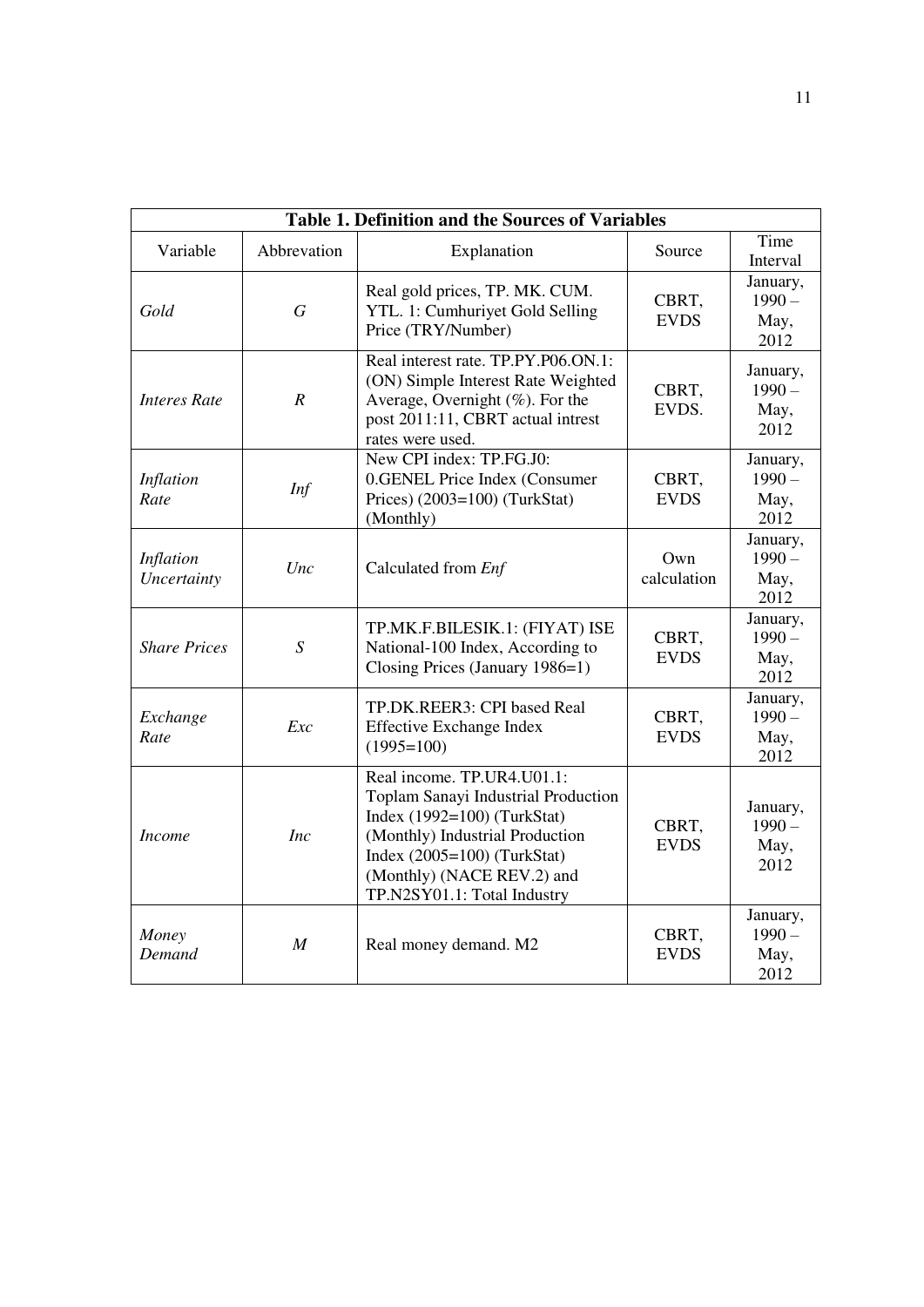**Table 1. Definition and the Sources of Variables**

| Variable | Abbrevation | Explanation | Source | Time Interval |
|---|---|---|---|---|
| *Gold* | *G* | Real gold prices, TP. MK. CUM. YTL. 1: Cumhuriyet Gold Selling Price (TRY/Number) | CBRT, EVDS | January, 1990 – May, 2012 |
| *Interes Rate* | *R* | Real interest rate. TP.PY.P06.ON.1: (ON) Simple Interest Rate Weighted Average, Overnight (%). For the post 2011:11, CBRT actual intrest rates were used. | CBRT, EVDS. | January, 1990 – May, 2012 |
| *Inflation Rate* | *Inf* | New CPI index: TP.FG.J0: 0.GENEL Price Index (Consumer Prices) (2003=100) (TurkStat) (Monthly) | CBRT, EVDS | January, 1990 – May, 2012 |
| *Inflation Uncertainty* | *Unc* | Calculated from *Enf* | Own calculation | January, 1990 – May, 2012 |
| *Share Prices* | *S* | TP.MK.F.BILESIK.1: (FIYAT) ISE National-100 Index, According to Closing Prices (January 1986=1) | CBRT, EVDS | January, 1990 – May, 2012 |
| *Exchange Rate* | *Exc* | TP.DK.REER3: CPI based Real Effective Exchange Index (1995=100) | CBRT, EVDS | January, 1990 – May, 2012 |
| *Income* | *Inc* | Real income. TP.UR4.U01.1: Toplam Sanayi Industrial Production Index (1992=100) (TurkStat) (Monthly) Industrial Production Index (2005=100) (TurkStat) (Monthly) (NACE REV.2) and TP.N2SY01.1: Total Industry | CBRT, EVDS | January, 1990 – May, 2012 |
| *Money Demand* | *M* | Real money demand. M2 | CBRT, EVDS | January, 1990 – May, 2012 |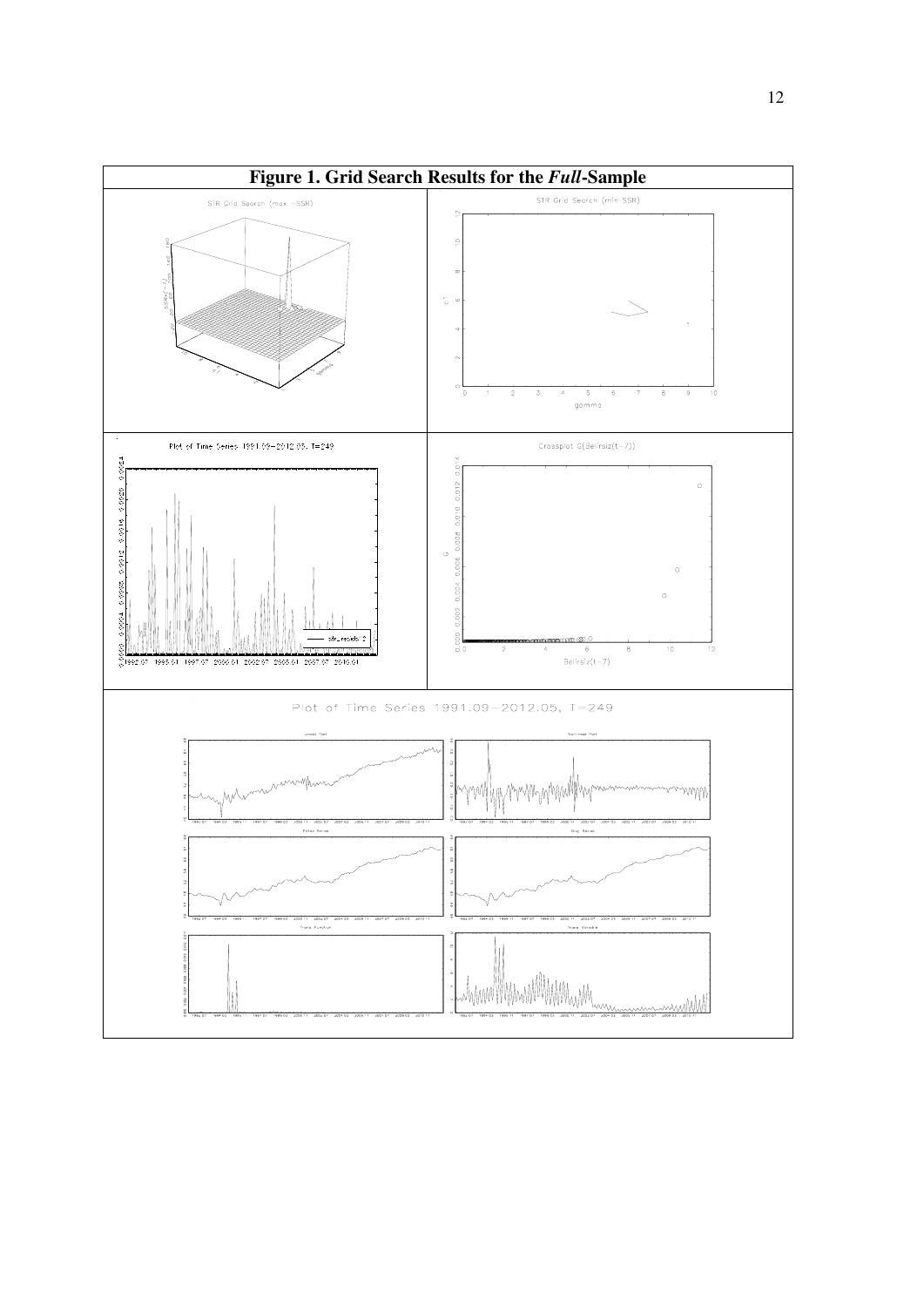**Figure 1. Grid Search Results for the *Full*-Sample**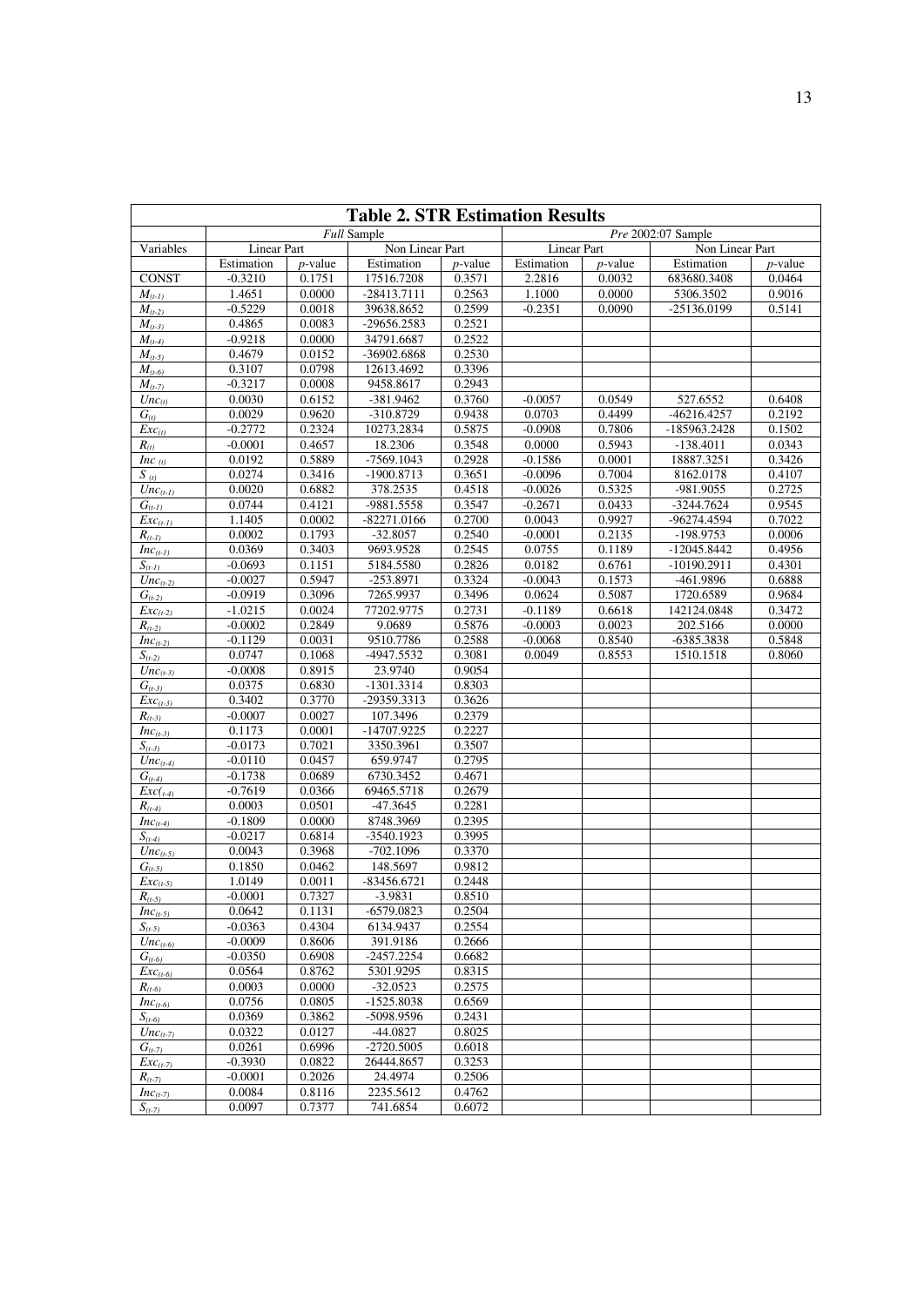**Table 2. STR Estimation Results**

| Variables | *Full* Sample | | | | *Pre* 2002:07 Sample | | | |
|---|---|---|---|---|---|---|---|---|
| | Linear Part | | Non Linear Part | | Linear Part | | Non Linear Part | |
| | Estimation | *p*-value | Estimation | *p*-value | Estimation | *p*-value | Estimation | *p*-value |
| CONST | -0.3210 | 0.1751 | 17516.7208 | 0.3571 | 2.2816 | 0.0032 | 683680.3408 | 0.0464 |
| $M_{(t-1)}$ | 1.4651 | 0.0000 | -28413.7111 | 0.2563 | 1.1000 | 0.0000 | 5306.3502 | 0.9016 |
| $M_{(t-2)}$ | -0.5229 | 0.0018 | 39638.8652 | 0.2599 | -0.2351 | 0.0090 | -25136.0199 | 0.5141 |
| $M_{(t-3)}$ | 0.4865 | 0.0083 | -29656.2583 | 0.2521 | | | | |
| $M_{(t-4)}$ | -0.9218 | 0.0000 | 34791.6687 | 0.2522 | | | | |
| $M_{(t-5)}$ | 0.4679 | 0.0152 | -36902.6868 | 0.2530 | | | | |
| $M_{(t-6)}$ | 0.3107 | 0.0798 | 12613.4692 | 0.3396 | | | | |
| $M_{(t-7)}$ | -0.3217 | 0.0008 | 9458.8617 | 0.2943 | | | | |
| $Unc_{(t)}$ | 0.0030 | 0.6152 | -381.9462 | 0.3760 | -0.0057 | 0.0549 | 527.6552 | 0.6408 |
| $G_{(t)}$ | 0.0029 | 0.9620 | -310.8729 | 0.9438 | 0.0703 | 0.4499 | -46216.4257 | 0.2192 |
| $Exc_{(t)}$ | -0.2772 | 0.2324 | 10273.2834 | 0.5875 | -0.0908 | 0.7806 | -185963.2428 | 0.1502 |
| $R_{(t)}$ | -0.0001 | 0.4657 | 18.2306 | 0.3548 | 0.0000 | 0.5943 | -138.4011 | 0.0343 |
| $Inc_{(t)}$ | 0.0192 | 0.5889 | -7569.1043 | 0.2928 | -0.1586 | 0.0001 | 18887.3251 | 0.3426 |
| $S_{(t)}$ | 0.0274 | 0.3416 | -1900.8713 | 0.3651 | -0.0096 | 0.7004 | 8162.0178 | 0.4107 |
| $Unc_{(t-1)}$ | 0.0020 | 0.6882 | 378.2535 | 0.4518 | -0.0026 | 0.5325 | -981.9055 | 0.2725 |
| $G_{(t-1)}$ | 0.0744 | 0.4121 | -9881.5558 | 0.3547 | -0.2671 | 0.0433 | -3244.7624 | 0.9545 |
| $Exc_{(t-1)}$ | 1.1405 | 0.0002 | -82271.0166 | 0.2700 | 0.0043 | 0.9927 | -96274.4594 | 0.7022 |
| $R_{(t-1)}$ | 0.0002 | 0.1793 | -32.8057 | 0.2540 | -0.0001 | 0.2135 | -198.9753 | 0.0006 |
| $Inc_{(t-1)}$ | 0.0369 | 0.3403 | 9693.9528 | 0.2545 | 0.0755 | 0.1189 | -12045.8442 | 0.4956 |
| $S_{(t-1)}$ | -0.0693 | 0.1151 | 5184.5580 | 0.2826 | 0.0182 | 0.6761 | -10190.2911 | 0.4301 |
| $Unc_{(t-2)}$ | -0.0027 | 0.5947 | -253.8971 | 0.3324 | -0.0043 | 0.1573 | -461.9896 | 0.6888 |
| $G_{(t-2)}$ | -0.0919 | 0.3096 | 7265.9937 | 0.3496 | 0.0624 | 0.5087 | 1720.6589 | 0.9684 |
| $Exc_{(t-2)}$ | -1.0215 | 0.0024 | 77202.9775 | 0.2731 | -0.1189 | 0.6618 | 142124.0848 | 0.3472 |
| $R_{(t-2)}$ | -0.0002 | 0.2849 | 9.0689 | 0.5876 | -0.0003 | 0.0023 | 202.5166 | 0.0000 |
| $Inc_{(t-2)}$ | -0.1129 | 0.0031 | 9510.7786 | 0.2588 | -0.0068 | 0.8540 | -6385.3838 | 0.5848 |
| $S_{(t-2)}$ | 0.0747 | 0.1068 | -4947.5532 | 0.3081 | 0.0049 | 0.8553 | 1510.1518 | 0.8060 |
| $Unc_{(t-3)}$ | -0.0008 | 0.8915 | 23.9740 | 0.9054 | | | | |
| $G_{(t-3)}$ | 0.0375 | 0.6830 | -1301.3314 | 0.8303 | | | | |
| $Exc_{(t-3)}$ | 0.3402 | 0.3770 | -29359.3313 | 0.3626 | | | | |
| $R_{(t-3)}$ | -0.0007 | 0.0027 | 107.3496 | 0.2379 | | | | |
| $Inc_{(t-3)}$ | 0.1173 | 0.0001 | -14707.9225 | 0.2227 | | | | |
| $S_{(t-3)}$ | -0.0173 | 0.7021 | 3350.3961 | 0.3507 | | | | |
| $Unc_{(t-4)}$ | -0.0110 | 0.0457 | 659.9747 | 0.2795 | | | | |
| $G_{(t-4)}$ | -0.1738 | 0.0689 | 6730.3452 | 0.4671 | | | | |
| $Exc_{(t-4)}$ | -0.7619 | 0.0366 | 69465.5718 | 0.2679 | | | | |
| $R_{(t-4)}$ | 0.0003 | 0.0501 | -47.3645 | 0.2281 | | | | |
| $Inc_{(t-4)}$ | -0.1809 | 0.0000 | 8748.3969 | 0.2395 | | | | |
| $S_{(t-4)}$ | -0.0217 | 0.6814 | -3540.1923 | 0.3995 | | | | |
| $Unc_{(t-5)}$ | 0.0043 | 0.3968 | -702.1096 | 0.3370 | | | | |
| $G_{(t-5)}$ | 0.1850 | 0.0462 | 148.5697 | 0.9812 | | | | |
| $Exc_{(t-5)}$ | 1.0149 | 0.0011 | -83456.6721 | 0.2448 | | | | |
| $R_{(t-5)}$ | -0.0001 | 0.7327 | -3.9831 | 0.8510 | | | | |
| $Inc_{(t-5)}$ | 0.0642 | 0.1131 | -6579.0823 | 0.2504 | | | | |
| $S_{(t-5)}$ | -0.0363 | 0.4304 | 6134.9437 | 0.2554 | | | | |
| $Unc_{(t-6)}$ | -0.0009 | 0.8606 | 391.9186 | 0.2666 | | | | |
| $G_{(t-6)}$ | -0.0350 | 0.6908 | -2457.2254 | 0.6682 | | | | |
| $Exc_{(t-6)}$ | 0.0564 | 0.8762 | 5301.9295 | 0.8315 | | | | |
| $R_{(t-6)}$ | 0.0003 | 0.0000 | -32.0523 | 0.2575 | | | | |
| $Inc_{(t-6)}$ | 0.0756 | 0.0805 | -1525.8038 | 0.6569 | | | | |
| $S_{(t-6)}$ | 0.0369 | 0.3862 | -5098.9596 | 0.2431 | | | | |
| $Unc_{(t-7)}$ | 0.0322 | 0.0127 | -44.0827 | 0.8025 | | | | |
| $G_{(t-7)}$ | 0.0261 | 0.6996 | -2720.5005 | 0.6018 | | | | |
| $Exc_{(t-7)}$ | -0.3930 | 0.0822 | 26444.8657 | 0.3253 | | | | |
| $R_{(t-7)}$ | -0.0001 | 0.2026 | 24.4974 | 0.2506 | | | | |
| $Inc_{(t-7)}$ | 0.0084 | 0.8116 | 2235.5612 | 0.4762 | | | | |
| $S_{(t-7)}$ | 0.0097 | 0.7377 | 741.6854 | 0.6072 | | | | |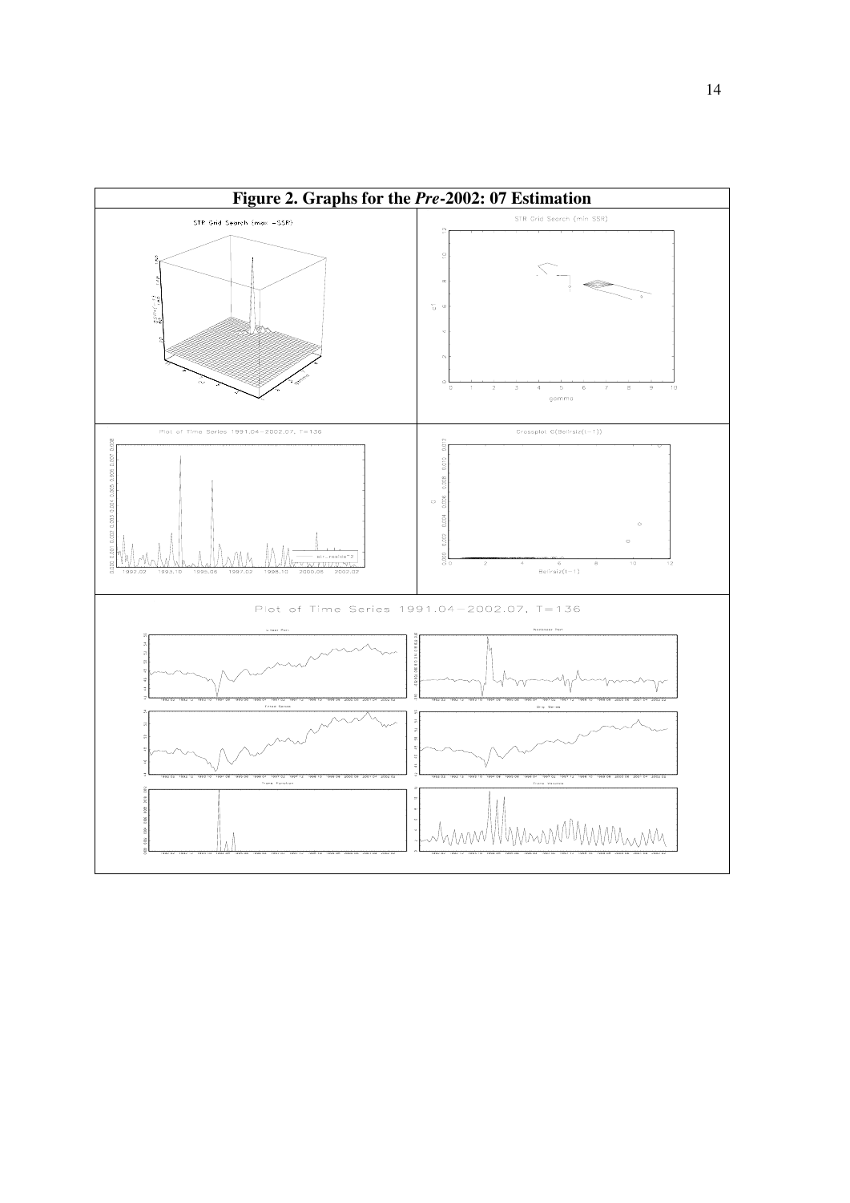**Figure 2. Graphs for the *Pre*-2002: 07 Estimation**

STR Grid Search (max -SSR)

STR Grid Search (min SSR)

c1

gamma

Plot of Time Series 1991.04–2002.07, T=136

str_resids^2

Crossplot G(Beilrsiz(t-1))

G

Beilrsiz(t-1)

Plot of Time Series 1991.04–2002.07, T=136

Linear Part

Nonlinear Part

Fitted Series

Orig. Series

Trans. Function

Trans. Variable